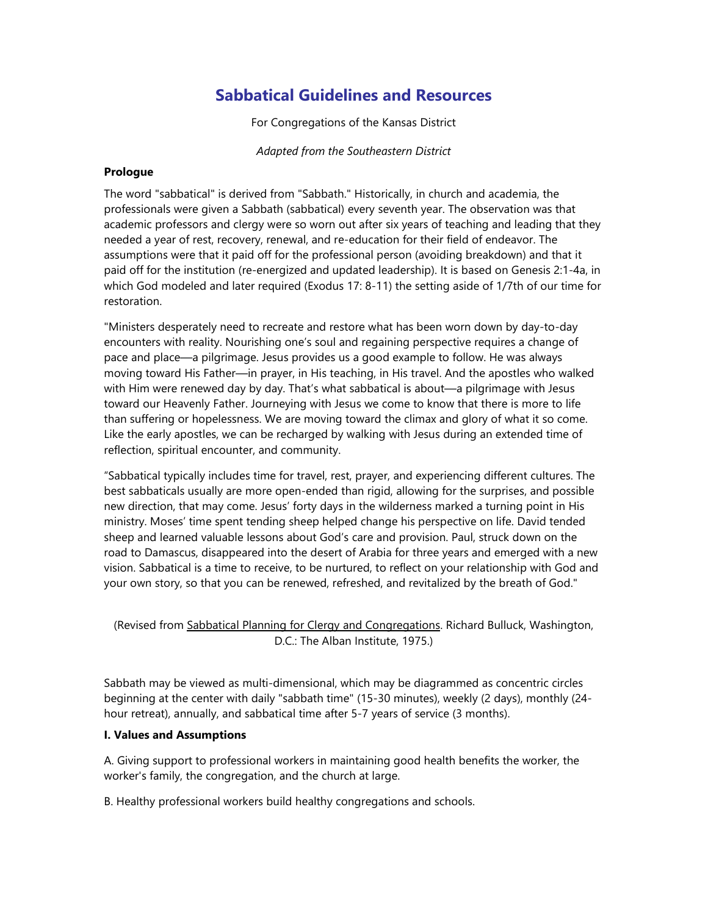# Sabbatical Guidelines and Resources

For Congregations of the Kansas District

*Adapted from the Southeastern District*

**Prologue**

The word "sabbatical" is derived from "Sabbath." Historically, in church and academia, the professionals were given a Sabbath (sabbatical) every seventh year. The observation was that academic professors and clergy were so worn out after six years of teaching and leading that they needed a year of rest, recovery, renewal, and re-education for their field of endeavor. The assumptions were that it paid off for the professional person (avoiding breakdown) and that it paid off for the institution (re-energized and updated leadership). It is based on Genesis 2:1-4a, in which God modeled and later required (Exodus 17: 8-11) the setting aside of 1/7th of our time for restoration.

"Ministers desperately need to recreate and restore what has been worn down by day-to-day encounters with reality. Nourishing one's soul and regaining perspective requires a change of pace and place—a pilgrimage. Jesus provides us a good example to follow. He was always moving toward His Father—in prayer, in His teaching, in His travel. And the apostles who walked with Him were renewed day by day. That's what sabbatical is about—a pilgrimage with Jesus toward our Heavenly Father. Journeying with Jesus we come to know that there is more to life than suffering or hopelessness. We are moving toward the climax and glory of what it so come. Like the early apostles, we can be recharged by walking with Jesus during an extended time of reflection, spiritual encounter, and community.

"Sabbatical typically includes time for travel, rest, prayer, and experiencing different cultures. The best sabbaticals usually are more open-ended than rigid, allowing for the surprises, and possible new direction, that may come. Jesus' forty days in the wilderness marked a turning point in His ministry. Moses' time spent tending sheep helped change his perspective on life. David tended sheep and learned valuable lessons about God's care and provision. Paul, struck down on the road to Damascus, disappeared into the desert of Arabia for three years and emerged with a new vision. Sabbatical is a time to receive, to be nurtured, to reflect on your relationship with God and your own story, so that you can be renewed, refreshed, and revitalized by the breath of God."

(Revised from Sabbatical Planning for Clergy and Congregations. Richard Bulluck, Washington, D.C.: The Alban Institute, 1975.)

Sabbath may be viewed as multi-dimensional, which may be diagrammed as concentric circles beginning at the center with daily "sabbath time" (15-30 minutes), weekly (2 days), monthly (24-hour retreat), annually, and sabbatical time after 5-7 years of service (3 months).

**I. Values and Assumptions**

A. Giving support to professional workers in maintaining good health benefits the worker, the worker's family, the congregation, and the church at large.

B. Healthy professional workers build healthy congregations and schools.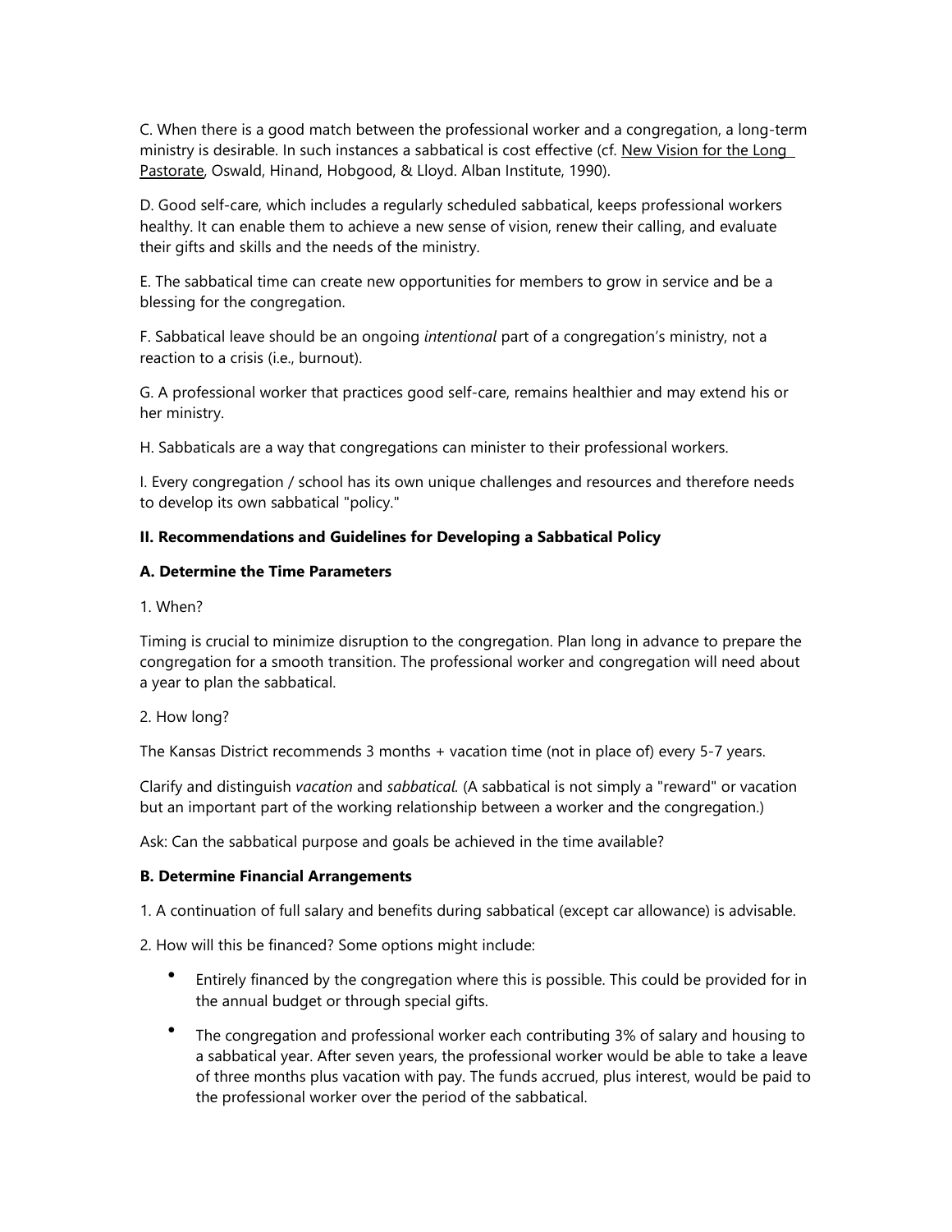C. When there is a good match between the professional worker and a congregation, a long-term ministry is desirable. In such instances a sabbatical is cost effective (cf. New Vision for the Long Pastorate, Oswald, Hinand, Hobgood, & Lloyd. Alban Institute, 1990).

D. Good self-care, which includes a regularly scheduled sabbatical, keeps professional workers healthy. It can enable them to achieve a new sense of vision, renew their calling, and evaluate their gifts and skills and the needs of the ministry.

E. The sabbatical time can create new opportunities for members to grow in service and be a blessing for the congregation.

F. Sabbatical leave should be an ongoing *intentional* part of a congregation's ministry, not a reaction to a crisis (i.e., burnout).

G. A professional worker that practices good self-care, remains healthier and may extend his or her ministry.

H. Sabbaticals are a way that congregations can minister to their professional workers.

I. Every congregation / school has its own unique challenges and resources and therefore needs to develop its own sabbatical "policy."

## II. Recommendations and Guidelines for Developing a Sabbatical Policy

### A. Determine the Time Parameters

1. When?

Timing is crucial to minimize disruption to the congregation. Plan long in advance to prepare the congregation for a smooth transition. The professional worker and congregation will need about a year to plan the sabbatical.

2. How long?

The Kansas District recommends 3 months + vacation time (not in place of) every 5-7 years.

Clarify and distinguish *vacation* and *sabbatical*. (A sabbatical is not simply a "reward" or vacation but an important part of the working relationship between a worker and the congregation.)

Ask: Can the sabbatical purpose and goals be achieved in the time available?

### B. Determine Financial Arrangements

1. A continuation of full salary and benefits during sabbatical (except car allowance) is advisable.

2. How will this be financed? Some options might include:

- Entirely financed by the congregation where this is possible. This could be provided for in the annual budget or through special gifts.
- The congregation and professional worker each contributing 3% of salary and housing to a sabbatical year. After seven years, the professional worker would be able to take a leave of three months plus vacation with pay. The funds accrued, plus interest, would be paid to the professional worker over the period of the sabbatical.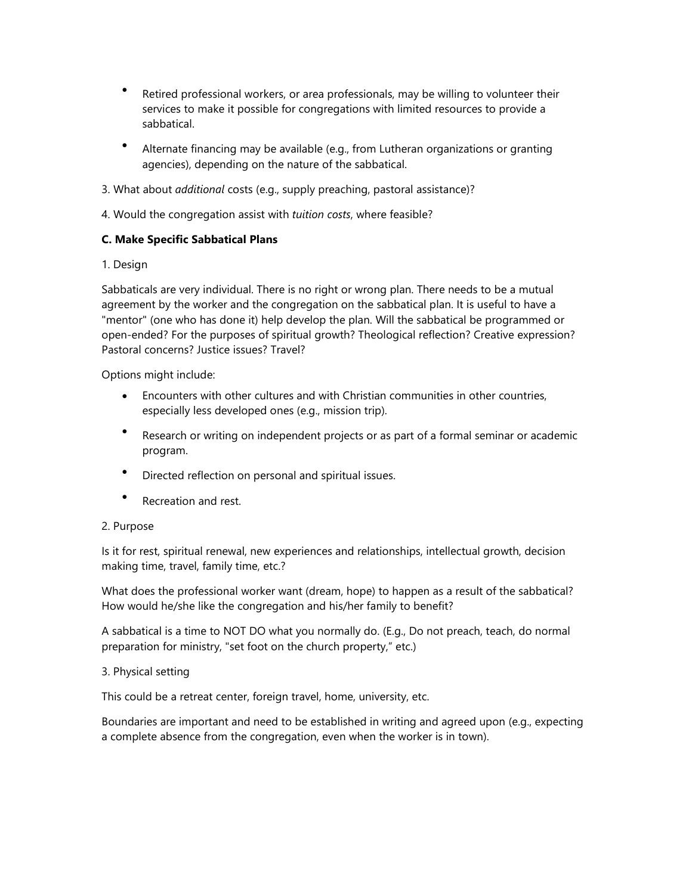- Retired professional workers, or area professionals, may be willing to volunteer their services to make it possible for congregations with limited resources to provide a sabbatical.
- Alternate financing may be available (e.g., from Lutheran organizations or granting agencies), depending on the nature of the sabbatical.

3. What about *additional* costs (e.g., supply preaching, pastoral assistance)?

4. Would the congregation assist with *tuition costs*, where feasible?

**C. Make Specific Sabbatical Plans**

1. Design

Sabbaticals are very individual. There is no right or wrong plan. There needs to be a mutual agreement by the worker and the congregation on the sabbatical plan. It is useful to have a "mentor" (one who has done it) help develop the plan. Will the sabbatical be programmed or open-ended? For the purposes of spiritual growth? Theological reflection? Creative expression? Pastoral concerns? Justice issues? Travel?

Options might include:

- Encounters with other cultures and with Christian communities in other countries, especially less developed ones (e.g., mission trip).
- Research or writing on independent projects or as part of a formal seminar or academic program.
- Directed reflection on personal and spiritual issues.
- Recreation and rest.

2. Purpose

Is it for rest, spiritual renewal, new experiences and relationships, intellectual growth, decision making time, travel, family time, etc.?

What does the professional worker want (dream, hope) to happen as a result of the sabbatical? How would he/she like the congregation and his/her family to benefit?

A sabbatical is a time to NOT DO what you normally do. (E.g., Do not preach, teach, do normal preparation for ministry, "set foot on the church property," etc.)

3. Physical setting

This could be a retreat center, foreign travel, home, university, etc.

Boundaries are important and need to be established in writing and agreed upon (e.g., expecting a complete absence from the congregation, even when the worker is in town).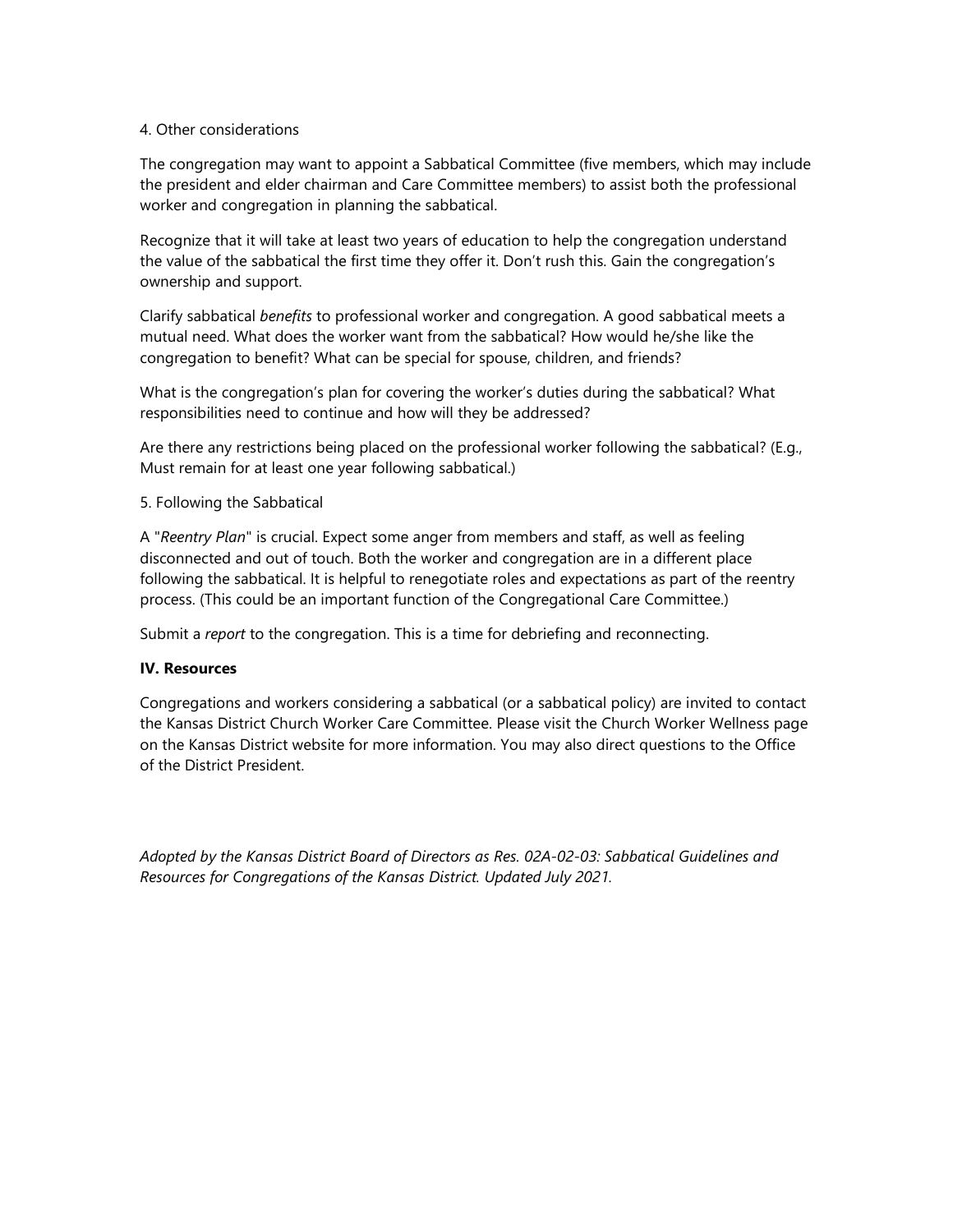4. Other considerations

The congregation may want to appoint a Sabbatical Committee (five members, which may include the president and elder chairman and Care Committee members) to assist both the professional worker and congregation in planning the sabbatical.

Recognize that it will take at least two years of education to help the congregation understand the value of the sabbatical the first time they offer it. Don't rush this. Gain the congregation's ownership and support.

Clarify sabbatical *benefits* to professional worker and congregation. A good sabbatical meets a mutual need. What does the worker want from the sabbatical? How would he/she like the congregation to benefit? What can be special for spouse, children, and friends?

What is the congregation's plan for covering the worker's duties during the sabbatical? What responsibilities need to continue and how will they be addressed?

Are there any restrictions being placed on the professional worker following the sabbatical? (E.g., Must remain for at least one year following sabbatical.)

5. Following the Sabbatical

A "*Reentry Plan*" is crucial. Expect some anger from members and staff, as well as feeling disconnected and out of touch. Both the worker and congregation are in a different place following the sabbatical. It is helpful to renegotiate roles and expectations as part of the reentry process. (This could be an important function of the Congregational Care Committee.)

Submit a *report* to the congregation. This is a time for debriefing and reconnecting.

**IV. Resources**

Congregations and workers considering a sabbatical (or a sabbatical policy) are invited to contact the Kansas District Church Worker Care Committee. Please visit the Church Worker Wellness page on the Kansas District website for more information. You may also direct questions to the Office of the District President.

*Adopted by the Kansas District Board of Directors as Res. 02A-02-03: Sabbatical Guidelines and Resources for Congregations of the Kansas District. Updated July 2021.*